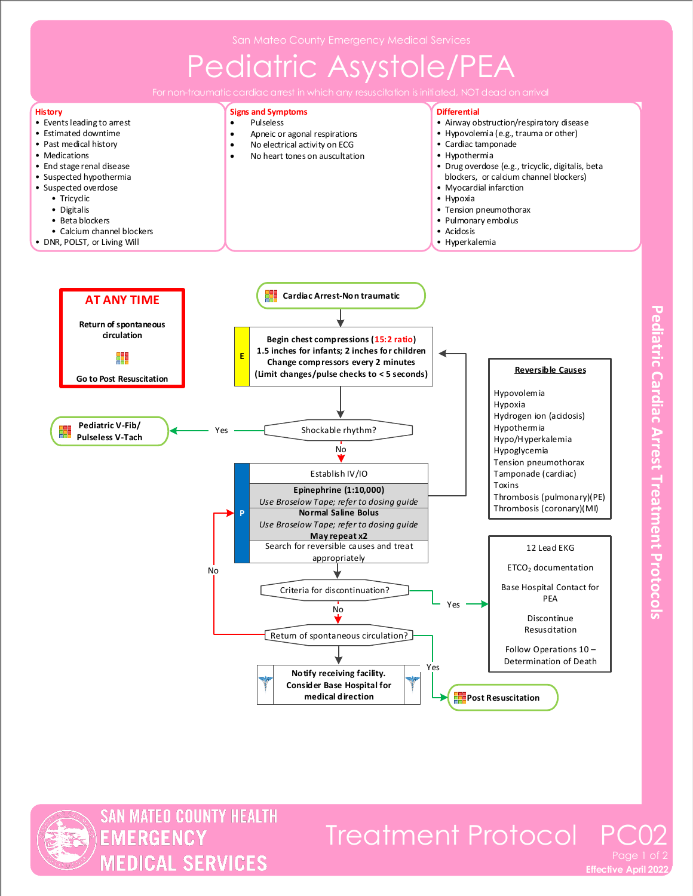San Mateo County Emergency Medical Services

# Pediatric Asystole/PEA

For non-traumatic cardiac arrest in which any resuscitation is initiated, NOT dead on arrival

## History

- Events leading to arrest
- Estimated downtime
- Past medical history
- Medications
- End stage renal disease
- Suspected hypothermia
- Suspected overdose
  - Tricyclic
  - Digitalis
  - Beta blockers
  - Calcium channel blockers
- DNR, POLST, or Living Will

## Signs and Symptoms

- Pulseless
- Apneic or agonal respirations
- No electrical activity on ECG
- No heart tones on auscultation

## Differential

- Airway obstruction/respiratory disease
- Hypovolemia (e.g., trauma or other)
- Cardiac tamponade
- Hypothermia
- Drug overdose (e.g., tricyclic, digitalis, beta blockers, or calcium channel blockers)
- Myocardial infarction
- Hypoxia
- Tension pneumothorax
- Pulmonary embolus
- Acidosis
- Hyperkalemia

## AT ANY TIME

Return of spontaneous circulation

Go to Post Resuscitation

## Treatment Flow

**Cardiac Arrest-Non traumatic**

**E:** **Begin chest compressions (15:2 ratio)**
**1.5 inches for infants; 2 inches for children**
**Change compressors every 2 minutes**
**(Limit changes/pulse checks to < 5 seconds)**

**Shockable rhythm?**
- Yes → **Pediatric V-Fib/ Pulseless V-Tach**
- No ↓

**P:** Establish IV/IO
- **Epinephrine (1:10,000)** — *Use Broselow Tape; refer to dosing guide*
- **Normal Saline Bolus** — *Use Broselow Tape; refer to dosing guide* — **May repeat x2**
- Search for reversible causes and treat appropriately

(Return to chest compressions)

**Criteria for discontinuation?**
- Yes → 12 Lead EKG; $ETCO_2$ documentation; Base Hospital Contact for PEA; Discontinue Resuscitation; Follow Operations 10 – Determination of Death
- No ↓

**Return of spontaneous circulation?**
- No → return to Establish IV/IO
- Yes → **Post Resuscitation**

**Notify receiving facility. Consider Base Hospital for medical direction**

## Reversible Causes

- Hypovolemia
- Hypoxia
- Hydrogen ion (acidosis)
- Hypothermia
- Hypo/Hyperkalemia
- Hypoglycemia
- Tension pneumothorax
- Tamponade (cardiac)
- Toxins
- Thrombosis (pulmonary)(PE)
- Thrombosis (coronary)(MI)

Pediatric Cardiac Arrest Treatment Protocols

SAN MATEO COUNTY HEALTH EMERGENCY MEDICAL SERVICES

Treatment Protocol PC02

Effective April 2022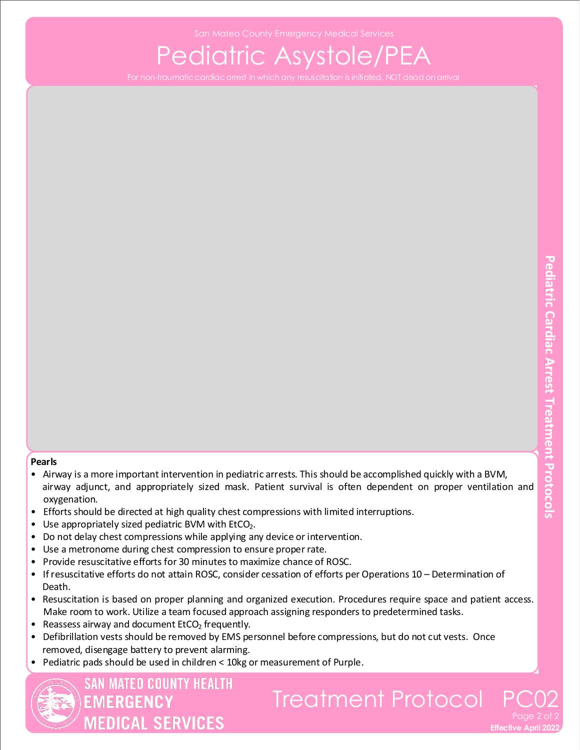# Pediatric Asystole/PEA

For non-traumatic cardiac arrest in which any resuscitation is initiated, NOT dead on arrival

**Pearls**

- Airway is a more important intervention in pediatric arrests. This should be accomplished quickly with a BVM, airway adjunct, and appropriately sized mask. Patient survival is often dependent on proper ventilation and oxygenation.
- Efforts should be directed at high quality chest compressions with limited interruptions.
- Use appropriately sized pediatric BVM with $EtCO_2$.
- Do not delay chest compressions while applying any device or intervention.
- Use a metronome during chest compression to ensure proper rate.
- Provide resuscitative efforts for 30 minutes to maximize chance of ROSC.
- If resuscitative efforts do not attain ROSC, consider cessation of efforts per Operations 10 – Determination of Death.
- Resuscitation is based on proper planning and organized execution. Procedures require space and patient access. Make room to work. Utilize a team focused approach assigning responders to predetermined tasks.
- Reassess airway and document $EtCO_2$ frequently.
- Defibrillation vests should be removed by EMS personnel before compressions, but do not cut vests. Once removed, disengage battery to prevent alarming.
- Pediatric pads should be used in children < 10kg or measurement of Purple.